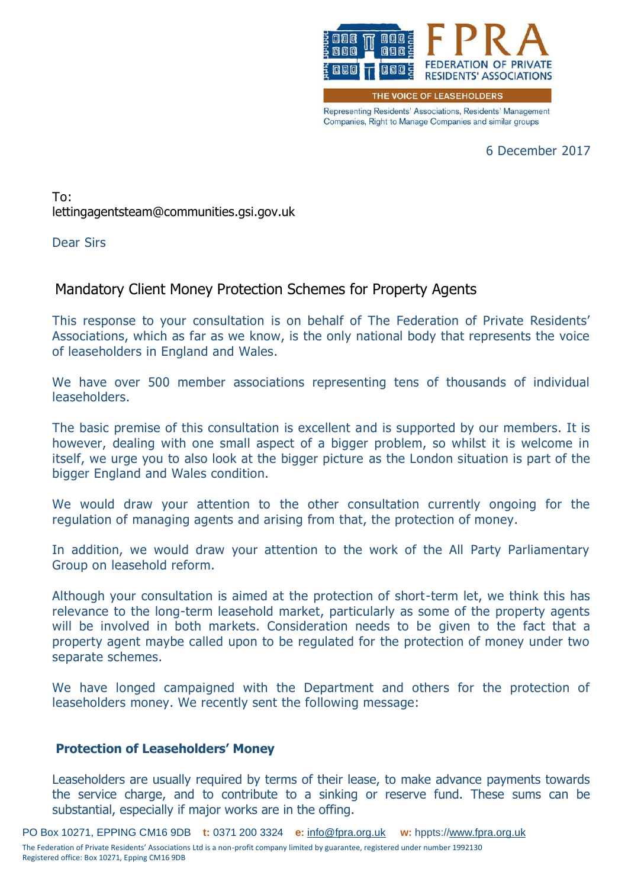FPRA

FEDERATION OF PRIVATE RESIDENTS' ASSOCIATIONS

THE VOICE OF LEASEHOLDERS

Representing Residents' Associations, Residents' Management Companies, Right to Manage Companies and similar groups

6 December 2017

To:
lettingagentsteam@communities.gsi.gov.uk

Dear Sirs

## Mandatory Client Money Protection Schemes for Property Agents

This response to your consultation is on behalf of The Federation of Private Residents' Associations, which as far as we know, is the only national body that represents the voice of leaseholders in England and Wales.

We have over 500 member associations representing tens of thousands of individual leaseholders.

The basic premise of this consultation is excellent and is supported by our members. It is however, dealing with one small aspect of a bigger problem, so whilst it is welcome in itself, we urge you to also look at the bigger picture as the London situation is part of the bigger England and Wales condition.

We would draw your attention to the other consultation currently ongoing for the regulation of managing agents and arising from that, the protection of money.

In addition, we would draw your attention to the work of the All Party Parliamentary Group on leasehold reform.

Although your consultation is aimed at the protection of short-term let, we think this has relevance to the long-term leasehold market, particularly as some of the property agents will be involved in both markets. Consideration needs to be given to the fact that a property agent maybe called upon to be regulated for the protection of money under two separate schemes.

We have longed campaigned with the Department and others for the protection of leaseholders money. We recently sent the following message:

### Protection of Leaseholders' Money

Leaseholders are usually required by terms of their lease, to make advance payments towards the service charge, and to contribute to a sinking or reserve fund. These sums can be substantial, especially if major works are in the offing.

PO Box 10271, EPPING CM16 9DB **t:** 0371 200 3324 **e:** info@fpra.org.uk **w:** hppts://www.fpra.org.uk

The Federation of Private Residents' Associations Ltd is a non-profit company limited by guarantee, registered under number 1992130
Registered office: Box 10271, Epping CM16 9DB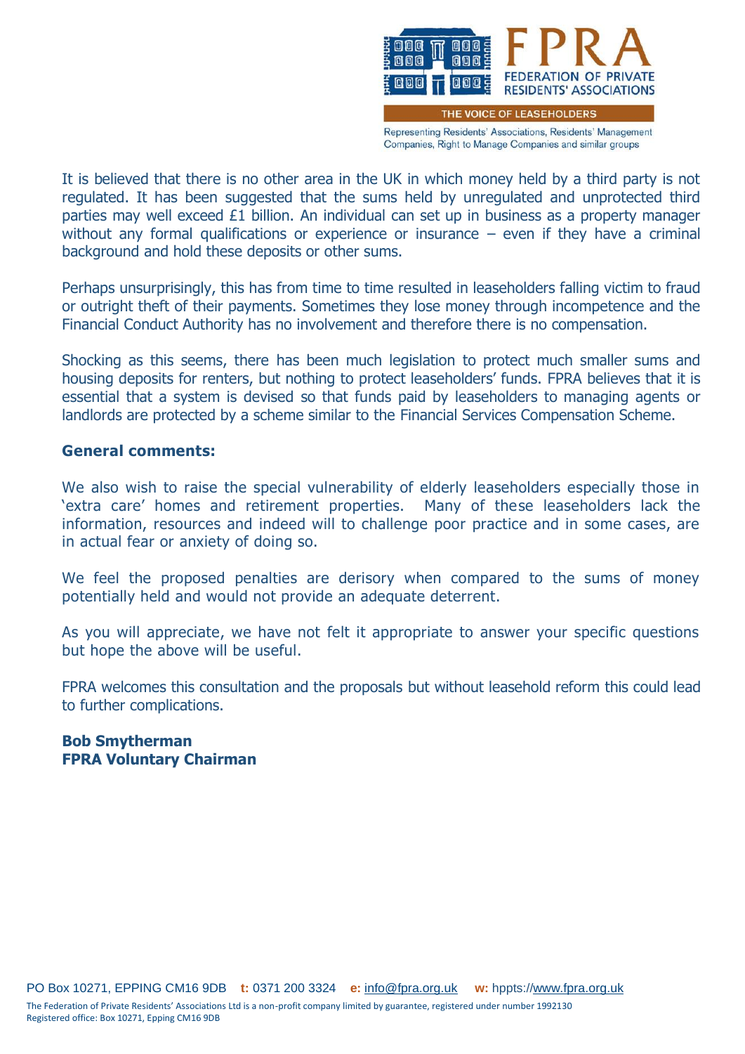It is believed that there is no other area in the UK in which money held by a third party is not regulated. It has been suggested that the sums held by unregulated and unprotected third parties may well exceed £1 billion. An individual can set up in business as a property manager without any formal qualifications or experience or insurance – even if they have a criminal background and hold these deposits or other sums.

Perhaps unsurprisingly, this has from time to time resulted in leaseholders falling victim to fraud or outright theft of their payments. Sometimes they lose money through incompetence and the Financial Conduct Authority has no involvement and therefore there is no compensation.

Shocking as this seems, there has been much legislation to protect much smaller sums and housing deposits for renters, but nothing to protect leaseholders' funds. FPRA believes that it is essential that a system is devised so that funds paid by leaseholders to managing agents or landlords are protected by a scheme similar to the Financial Services Compensation Scheme.

**General comments:**

We also wish to raise the special vulnerability of elderly leaseholders especially those in 'extra care' homes and retirement properties. Many of these leaseholders lack the information, resources and indeed will to challenge poor practice and in some cases, are in actual fear or anxiety of doing so.

We feel the proposed penalties are derisory when compared to the sums of money potentially held and would not provide an adequate deterrent.

As you will appreciate, we have not felt it appropriate to answer your specific questions but hope the above will be useful.

FPRA welcomes this consultation and the proposals but without leasehold reform this could lead to further complications.

**Bob Smytherman**
**FPRA Voluntary Chairman**